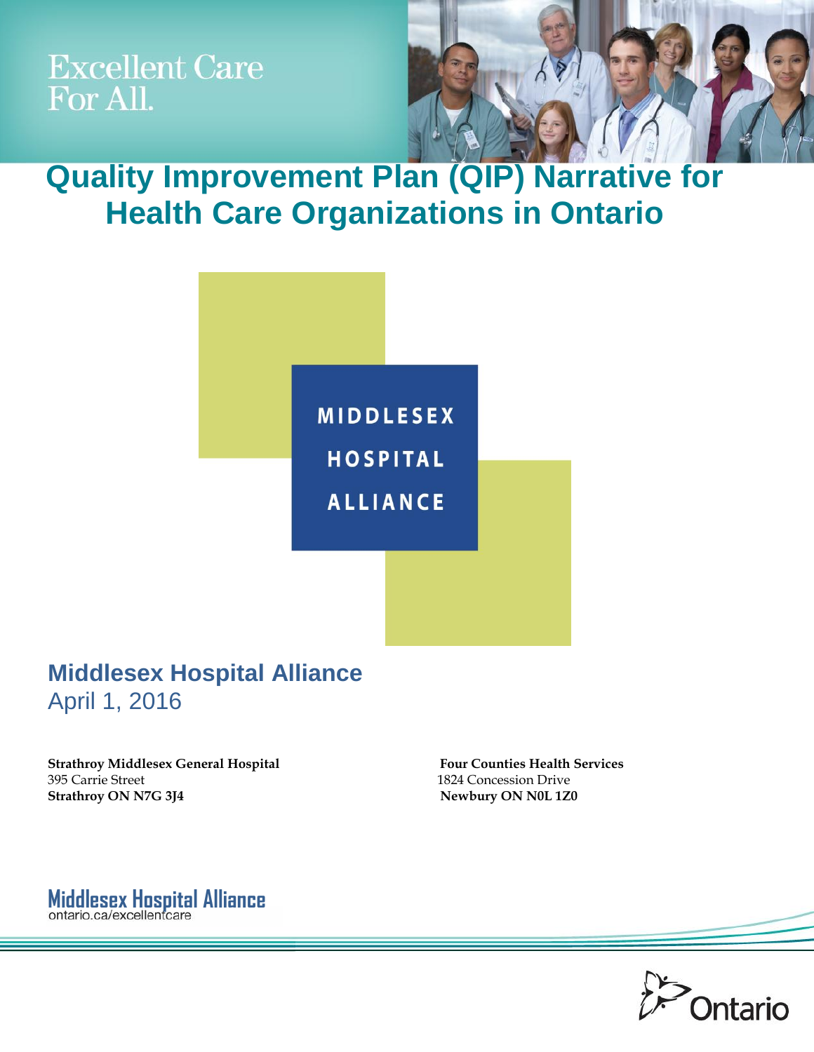Excellent Care For All.

# Quality Improvement Plan (QIP) Narrative for Health Care Organizations in Ontario

MIDDLESEX HOSPITAL ALLIANCE

## Middlesex Hospital Alliance

April 1, 2016

**Strathroy Middlesex General Hospital**
395 Carrie Street
**Strathroy ON N7G 3J4**

**Four Counties Health Services**
1824 Concession Drive
**Newbury ON N0L 1Z0**

Middlesex Hospital Alliance
ontario.ca/excellentcare

Ontario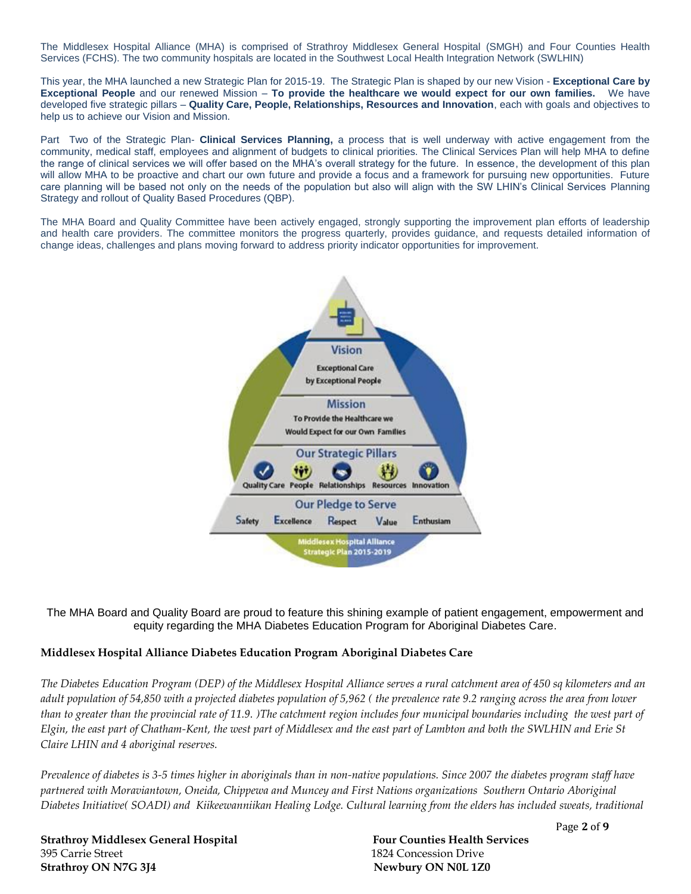The Middlesex Hospital Alliance (MHA) is comprised of Strathroy Middlesex General Hospital (SMGH) and Four Counties Health Services (FCHS). The two community hospitals are located in the Southwest Local Health Integration Network (SWLHIN)

This year, the MHA launched a new Strategic Plan for 2015-19. The Strategic Plan is shaped by our new Vision - **Exceptional Care by Exceptional People** and our renewed Mission – **To provide the healthcare we would expect for our own families.** We have developed five strategic pillars – **Quality Care, People, Relationships, Resources and Innovation**, each with goals and objectives to help us to achieve our Vision and Mission.

Part Two of the Strategic Plan- **Clinical Services Planning,** a process that is well underway with active engagement from the community, medical staff, employees and alignment of budgets to clinical priorities. The Clinical Services Plan will help MHA to define the range of clinical services we will offer based on the MHA's overall strategy for the future. In essence, the development of this plan will allow MHA to be proactive and chart our own future and provide a focus and a framework for pursuing new opportunities. Future care planning will be based not only on the needs of the population but also will align with the SW LHIN's Clinical Services Planning Strategy and rollout of Quality Based Procedures (QBP).

The MHA Board and Quality Committee have been actively engaged, strongly supporting the improvement plan efforts of leadership and health care providers. The committee monitors the progress quarterly, provides guidance, and requests detailed information of change ideas, challenges and plans moving forward to address priority indicator opportunities for improvement.

Vision

Exceptional Care by Exceptional People

Mission

To Provide the Healthcare we Would Expect for our Own Families

Our Strategic Pillars

Quality Care · People · Relationships · Resources · Innovation

Our Pledge to Serve

Safety · Excellence · Respect · Value · Enthusiasm

Middlesex Hospital Alliance Strategic Plan 2015-2019

The MHA Board and Quality Board are proud to feature this shining example of patient engagement, empowerment and equity regarding the MHA Diabetes Education Program for Aboriginal Diabetes Care.

**Middlesex Hospital Alliance Diabetes Education Program Aboriginal Diabetes Care**

*The Diabetes Education Program (DEP) of the Middlesex Hospital Alliance serves a rural catchment area of 450 sq kilometers and an adult population of 54,850 with a projected diabetes population of 5,962 ( the prevalence rate 9.2 ranging across the area from lower than to greater than the provincial rate of 11.9. )The catchment region includes four municipal boundaries including the west part of Elgin, the east part of Chatham-Kent, the west part of Middlesex and the east part of Lambton and both the SWLHIN and Erie St Claire LHIN and 4 aboriginal reserves.*

*Prevalence of diabetes is 3-5 times higher in aboriginals than in non-native populations. Since 2007 the diabetes program staff have partnered with Moraviantown, Oneida, Chippewa and Muncey and First Nations organizations Southern Ontario Aboriginal Diabetes Initiative( SOADI) and Kiikeewanniikan Healing Lodge. Cultural learning from the elders has included sweats, traditional*

**Strathroy Middlesex General Hospital**
395 Carrie Street
**Strathroy ON N7G 3J4**

**Four Counties Health Services**
1824 Concession Drive
**Newbury ON N0L 1Z0**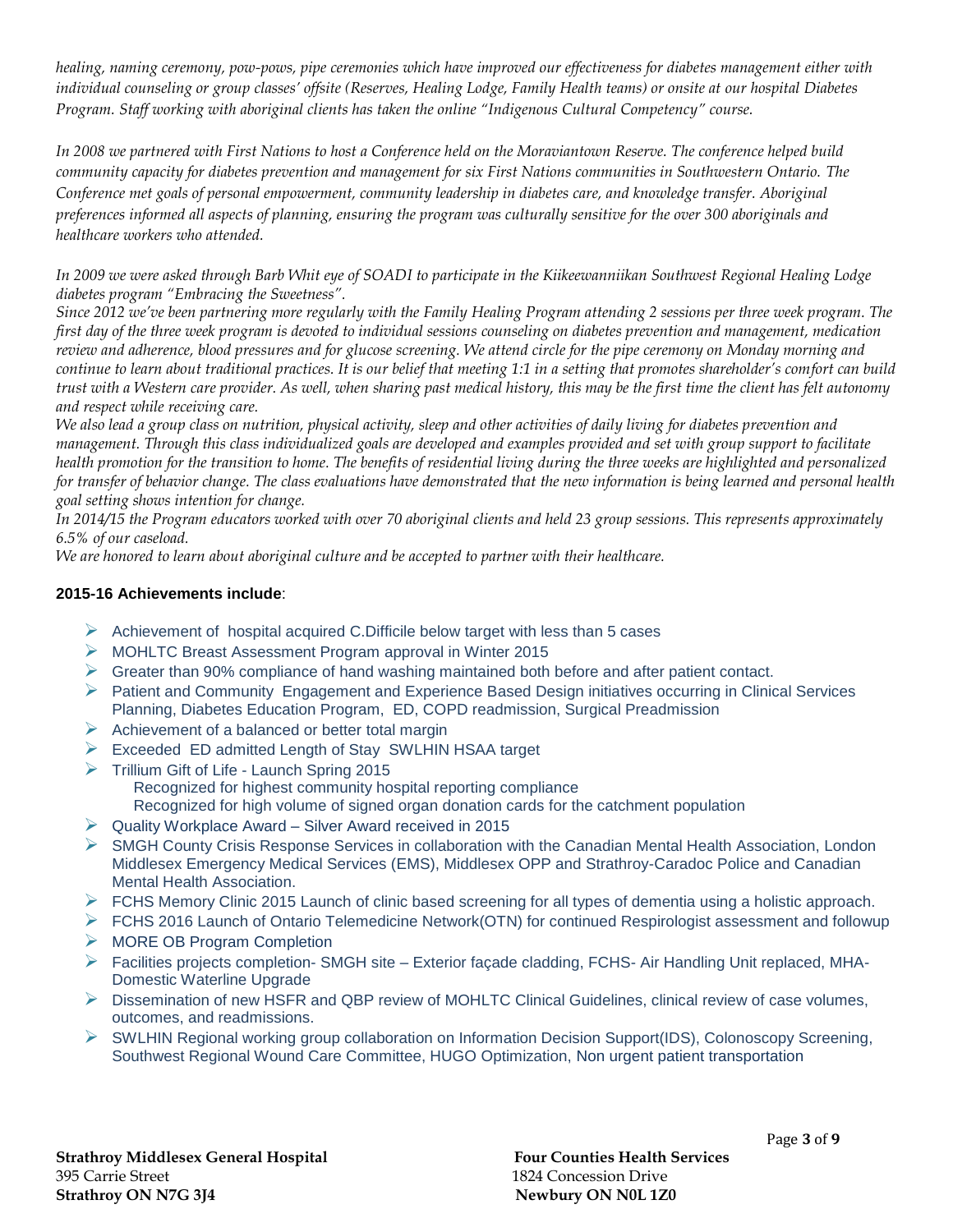*healing, naming ceremony, pow-pows, pipe ceremonies which have improved our effectiveness for diabetes management either with individual counseling or group classes' offsite (Reserves, Healing Lodge, Family Health teams) or onsite at our hospital Diabetes Program. Staff working with aboriginal clients has taken the online "Indigenous Cultural Competency" course.*

*In 2008 we partnered with First Nations to host a Conference held on the Moraviantown Reserve. The conference helped build community capacity for diabetes prevention and management for six First Nations communities in Southwestern Ontario. The Conference met goals of personal empowerment, community leadership in diabetes care, and knowledge transfer. Aboriginal preferences informed all aspects of planning, ensuring the program was culturally sensitive for the over 300 aboriginals and healthcare workers who attended.*

*In 2009 we were asked through Barb Whit eye of SOADI to participate in the Kiikeewanniikan Southwest Regional Healing Lodge diabetes program "Embracing the Sweetness".*

*Since 2012 we've been partnering more regularly with the Family Healing Program attending 2 sessions per three week program. The first day of the three week program is devoted to individual sessions counseling on diabetes prevention and management, medication review and adherence, blood pressures and for glucose screening. We attend circle for the pipe ceremony on Monday morning and continue to learn about traditional practices. It is our belief that meeting 1:1 in a setting that promotes shareholder's comfort can build trust with a Western care provider. As well, when sharing past medical history, this may be the first time the client has felt autonomy and respect while receiving care.*

*We also lead a group class on nutrition, physical activity, sleep and other activities of daily living for diabetes prevention and management. Through this class individualized goals are developed and examples provided and set with group support to facilitate health promotion for the transition to home. The benefits of residential living during the three weeks are highlighted and personalized for transfer of behavior change. The class evaluations have demonstrated that the new information is being learned and personal health goal setting shows intention for change.*

*In 2014/15 the Program educators worked with over 70 aboriginal clients and held 23 group sessions. This represents approximately 6.5% of our caseload.*

*We are honored to learn about aboriginal culture and be accepted to partner with their healthcare.*

**2015-16 Achievements include**:

- Achievement of hospital acquired C.Difficile below target with less than 5 cases
- MOHLTC Breast Assessment Program approval in Winter 2015
- Greater than 90% compliance of hand washing maintained both before and after patient contact.
- Patient and Community Engagement and Experience Based Design initiatives occurring in Clinical Services Planning, Diabetes Education Program, ED, COPD readmission, Surgical Preadmission
- Achievement of a balanced or better total margin
- Exceeded ED admitted Length of Stay SWLHIN HSAA target
- Trillium Gift of Life - Launch Spring 2015
  Recognized for highest community hospital reporting compliance
  Recognized for high volume of signed organ donation cards for the catchment population
- Quality Workplace Award – Silver Award received in 2015
- SMGH County Crisis Response Services in collaboration with the Canadian Mental Health Association, London Middlesex Emergency Medical Services (EMS), Middlesex OPP and Strathroy-Caradoc Police and Canadian Mental Health Association.
- FCHS Memory Clinic 2015 Launch of clinic based screening for all types of dementia using a holistic approach.
- FCHS 2016 Launch of Ontario Telemedicine Network(OTN) for continued Respirologist assessment and followup
- MORE OB Program Completion
- Facilities projects completion- SMGH site – Exterior façade cladding, FCHS- Air Handling Unit replaced, MHA-Domestic Waterline Upgrade
- Dissemination of new HSFR and QBP review of MOHLTC Clinical Guidelines, clinical review of case volumes, outcomes, and readmissions.
- SWLHIN Regional working group collaboration on Information Decision Support(IDS), Colonoscopy Screening, Southwest Regional Wound Care Committee, HUGO Optimization, Non urgent patient transportation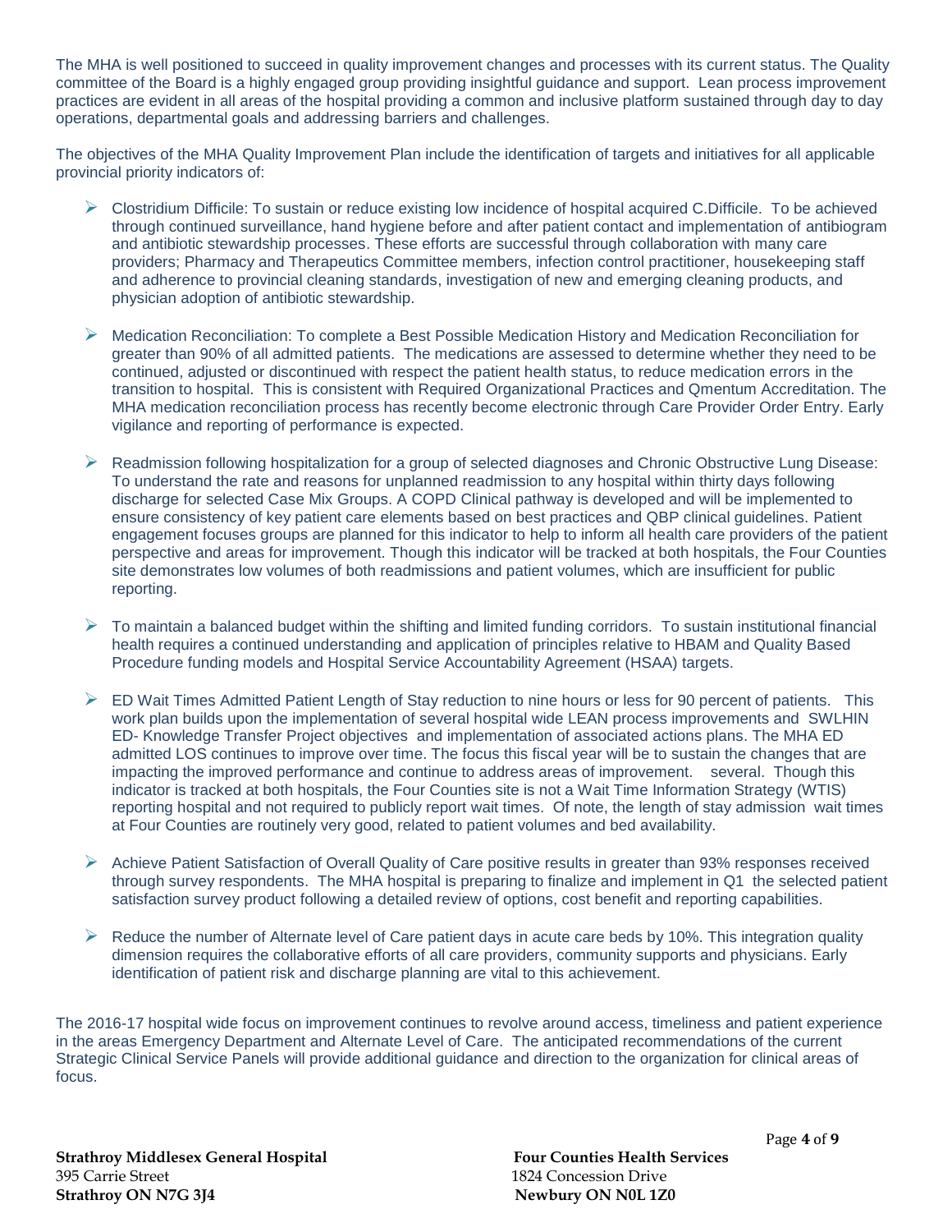The MHA is well positioned to succeed in quality improvement changes and processes with its current status. The Quality committee of the Board is a highly engaged group providing insightful guidance and support. Lean process improvement practices are evident in all areas of the hospital providing a common and inclusive platform sustained through day to day operations, departmental goals and addressing barriers and challenges.

The objectives of the MHA Quality Improvement Plan include the identification of targets and initiatives for all applicable provincial priority indicators of:

- Clostridium Difficile: To sustain or reduce existing low incidence of hospital acquired C.Difficile. To be achieved through continued surveillance, hand hygiene before and after patient contact and implementation of antibiogram and antibiotic stewardship processes. These efforts are successful through collaboration with many care providers; Pharmacy and Therapeutics Committee members, infection control practitioner, housekeeping staff and adherence to provincial cleaning standards, investigation of new and emerging cleaning products, and physician adoption of antibiotic stewardship.

- Medication Reconciliation: To complete a Best Possible Medication History and Medication Reconciliation for greater than 90% of all admitted patients. The medications are assessed to determine whether they need to be continued, adjusted or discontinued with respect the patient health status, to reduce medication errors in the transition to hospital. This is consistent with Required Organizational Practices and Qmentum Accreditation. The MHA medication reconciliation process has recently become electronic through Care Provider Order Entry. Early vigilance and reporting of performance is expected.

- Readmission following hospitalization for a group of selected diagnoses and Chronic Obstructive Lung Disease: To understand the rate and reasons for unplanned readmission to any hospital within thirty days following discharge for selected Case Mix Groups. A COPD Clinical pathway is developed and will be implemented to ensure consistency of key patient care elements based on best practices and QBP clinical guidelines. Patient engagement focuses groups are planned for this indicator to help to inform all health care providers of the patient perspective and areas for improvement. Though this indicator will be tracked at both hospitals, the Four Counties site demonstrates low volumes of both readmissions and patient volumes, which are insufficient for public reporting.

- To maintain a balanced budget within the shifting and limited funding corridors. To sustain institutional financial health requires a continued understanding and application of principles relative to HBAM and Quality Based Procedure funding models and Hospital Service Accountability Agreement (HSAA) targets.

- ED Wait Times Admitted Patient Length of Stay reduction to nine hours or less for 90 percent of patients. This work plan builds upon the implementation of several hospital wide LEAN process improvements and SWLHIN ED- Knowledge Transfer Project objectives and implementation of associated actions plans. The MHA ED admitted LOS continues to improve over time. The focus this fiscal year will be to sustain the changes that are impacting the improved performance and continue to address areas of improvement. several. Though this indicator is tracked at both hospitals, the Four Counties site is not a Wait Time Information Strategy (WTIS) reporting hospital and not required to publicly report wait times. Of note, the length of stay admission wait times at Four Counties are routinely very good, related to patient volumes and bed availability.

- Achieve Patient Satisfaction of Overall Quality of Care positive results in greater than 93% responses received through survey respondents. The MHA hospital is preparing to finalize and implement in Q1 the selected patient satisfaction survey product following a detailed review of options, cost benefit and reporting capabilities.

- Reduce the number of Alternate level of Care patient days in acute care beds by 10%. This integration quality dimension requires the collaborative efforts of all care providers, community supports and physicians. Early identification of patient risk and discharge planning are vital to this achievement.

The 2016-17 hospital wide focus on improvement continues to revolve around access, timeliness and patient experience in the areas Emergency Department and Alternate Level of Care. The anticipated recommendations of the current Strategic Clinical Service Panels will provide additional guidance and direction to the organization for clinical areas of focus.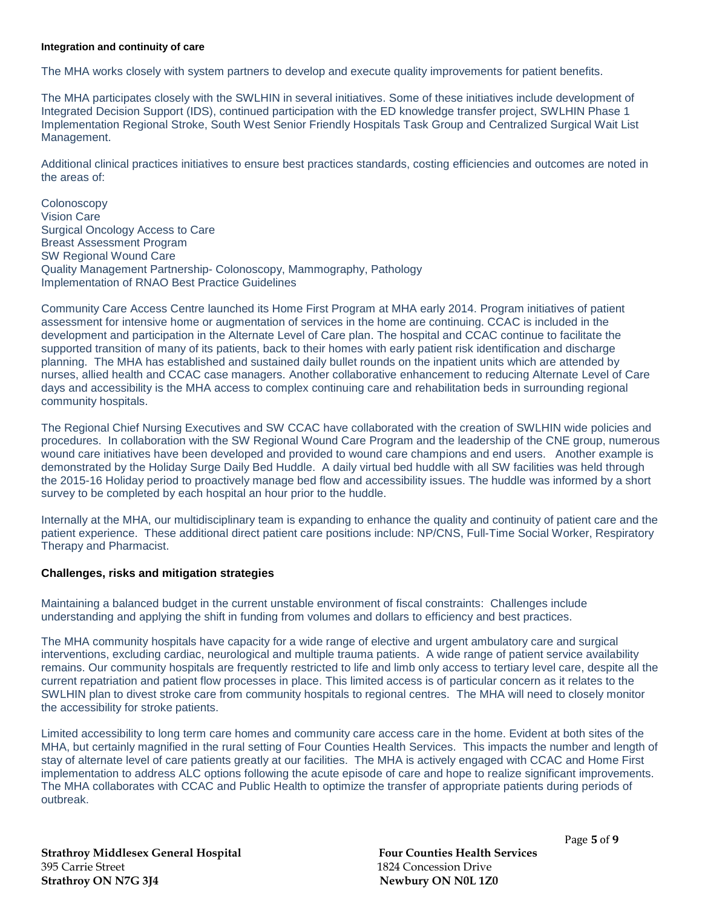#### Integration and continuity of care

The MHA works closely with system partners to develop and execute quality improvements for patient benefits.

The MHA participates closely with the SWLHIN in several initiatives. Some of these initiatives include development of Integrated Decision Support (IDS), continued participation with the ED knowledge transfer project, SWLHIN Phase 1 Implementation Regional Stroke, South West Senior Friendly Hospitals Task Group and Centralized Surgical Wait List Management.

Additional clinical practices initiatives to ensure best practices standards, costing efficiencies and outcomes are noted in the areas of:

Colonoscopy  
Vision Care  
Surgical Oncology Access to Care  
Breast Assessment Program  
SW Regional Wound Care  
Quality Management Partnership- Colonoscopy, Mammography, Pathology  
Implementation of RNAO Best Practice Guidelines

Community Care Access Centre launched its Home First Program at MHA early 2014. Program initiatives of patient assessment for intensive home or augmentation of services in the home are continuing. CCAC is included in the development and participation in the Alternate Level of Care plan. The hospital and CCAC continue to facilitate the supported transition of many of its patients, back to their homes with early patient risk identification and discharge planning. The MHA has established and sustained daily bullet rounds on the inpatient units which are attended by nurses, allied health and CCAC case managers. Another collaborative enhancement to reducing Alternate Level of Care days and accessibility is the MHA access to complex continuing care and rehabilitation beds in surrounding regional community hospitals.

The Regional Chief Nursing Executives and SW CCAC have collaborated with the creation of SWLHIN wide policies and procedures. In collaboration with the SW Regional Wound Care Program and the leadership of the CNE group, numerous wound care initiatives have been developed and provided to wound care champions and end users. Another example is demonstrated by the Holiday Surge Daily Bed Huddle. A daily virtual bed huddle with all SW facilities was held through the 2015-16 Holiday period to proactively manage bed flow and accessibility issues. The huddle was informed by a short survey to be completed by each hospital an hour prior to the huddle.

Internally at the MHA, our multidisciplinary team is expanding to enhance the quality and continuity of patient care and the patient experience. These additional direct patient care positions include: NP/CNS, Full-Time Social Worker, Respiratory Therapy and Pharmacist.

#### Challenges, risks and mitigation strategies

Maintaining a balanced budget in the current unstable environment of fiscal constraints: Challenges include understanding and applying the shift in funding from volumes and dollars to efficiency and best practices.

The MHA community hospitals have capacity for a wide range of elective and urgent ambulatory care and surgical interventions, excluding cardiac, neurological and multiple trauma patients. A wide range of patient service availability remains. Our community hospitals are frequently restricted to life and limb only access to tertiary level care, despite all the current repatriation and patient flow processes in place. This limited access is of particular concern as it relates to the SWLHIN plan to divest stroke care from community hospitals to regional centres. The MHA will need to closely monitor the accessibility for stroke patients.

Limited accessibility to long term care homes and community care access care in the home. Evident at both sites of the MHA, but certainly magnified in the rural setting of Four Counties Health Services. This impacts the number and length of stay of alternate level of care patients greatly at our facilities. The MHA is actively engaged with CCAC and Home First implementation to address ALC options following the acute episode of care and hope to realize significant improvements. The MHA collaborates with CCAC and Public Health to optimize the transfer of appropriate patients during periods of outbreak.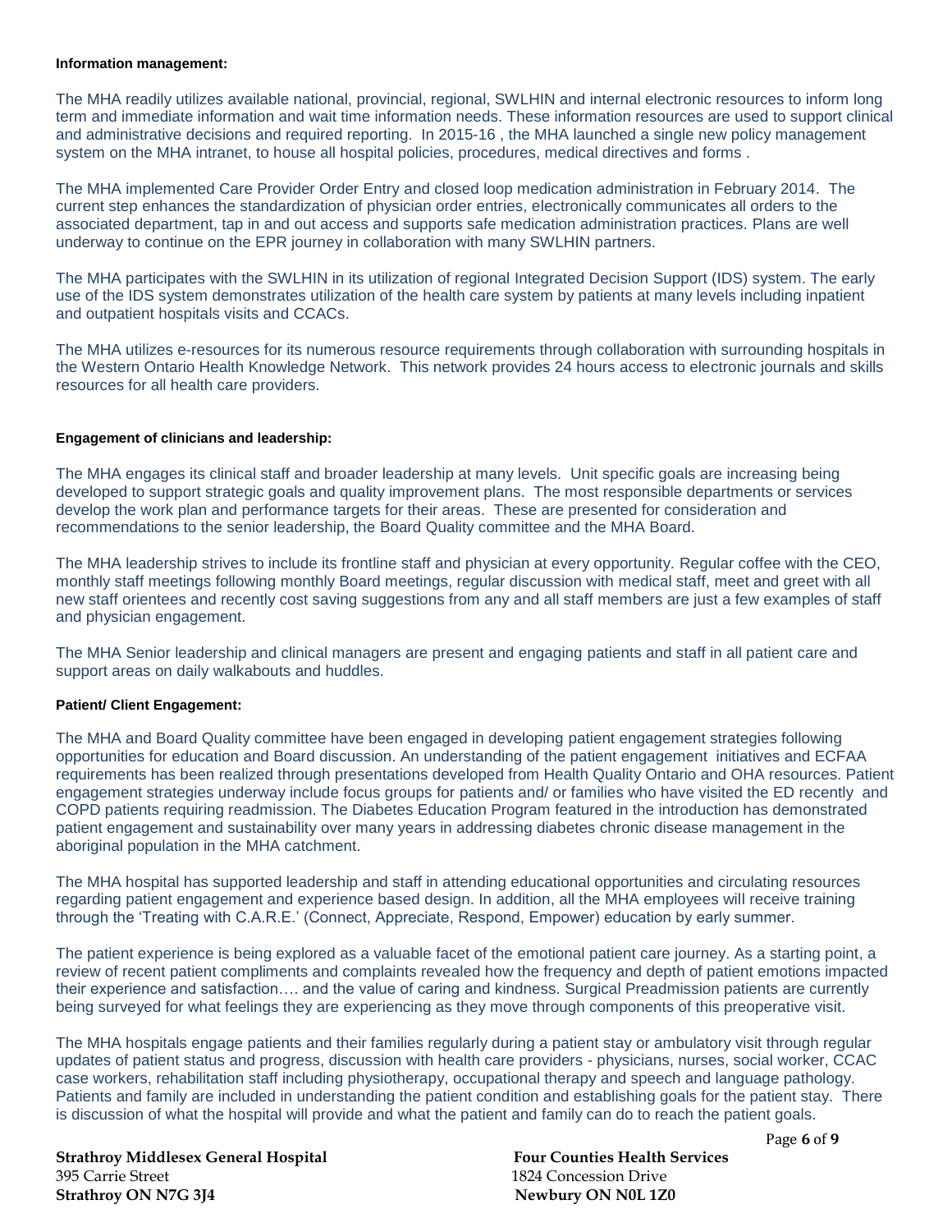**Information management:**

The MHA readily utilizes available national, provincial, regional, SWLHIN and internal electronic resources to inform long term and immediate information and wait time information needs. These information resources are used to support clinical and administrative decisions and required reporting. In 2015-16 , the MHA launched a single new policy management system on the MHA intranet, to house all hospital policies, procedures, medical directives and forms .

The MHA implemented Care Provider Order Entry and closed loop medication administration in February 2014. The current step enhances the standardization of physician order entries, electronically communicates all orders to the associated department, tap in and out access and supports safe medication administration practices. Plans are well underway to continue on the EPR journey in collaboration with many SWLHIN partners.

The MHA participates with the SWLHIN in its utilization of regional Integrated Decision Support (IDS) system. The early use of the IDS system demonstrates utilization of the health care system by patients at many levels including inpatient and outpatient hospitals visits and CCACs.

The MHA utilizes e-resources for its numerous resource requirements through collaboration with surrounding hospitals in the Western Ontario Health Knowledge Network. This network provides 24 hours access to electronic journals and skills resources for all health care providers.

**Engagement of clinicians and leadership:**

The MHA engages its clinical staff and broader leadership at many levels. Unit specific goals are increasing being developed to support strategic goals and quality improvement plans. The most responsible departments or services develop the work plan and performance targets for their areas. These are presented for consideration and recommendations to the senior leadership, the Board Quality committee and the MHA Board.

The MHA leadership strives to include its frontline staff and physician at every opportunity. Regular coffee with the CEO, monthly staff meetings following monthly Board meetings, regular discussion with medical staff, meet and greet with all new staff orientees and recently cost saving suggestions from any and all staff members are just a few examples of staff and physician engagement.

The MHA Senior leadership and clinical managers are present and engaging patients and staff in all patient care and support areas on daily walkabouts and huddles.

**Patient/ Client Engagement:**

The MHA and Board Quality committee have been engaged in developing patient engagement strategies following opportunities for education and Board discussion. An understanding of the patient engagement initiatives and ECFAA requirements has been realized through presentations developed from Health Quality Ontario and OHA resources. Patient engagement strategies underway include focus groups for patients and/ or families who have visited the ED recently and COPD patients requiring readmission. The Diabetes Education Program featured in the introduction has demonstrated patient engagement and sustainability over many years in addressing diabetes chronic disease management in the aboriginal population in the MHA catchment.

The MHA hospital has supported leadership and staff in attending educational opportunities and circulating resources regarding patient engagement and experience based design. In addition, all the MHA employees will receive training through the 'Treating with C.A.R.E.' (Connect, Appreciate, Respond, Empower) education by early summer.

The patient experience is being explored as a valuable facet of the emotional patient care journey. As a starting point, a review of recent patient compliments and complaints revealed how the frequency and depth of patient emotions impacted their experience and satisfaction…. and the value of caring and kindness. Surgical Preadmission patients are currently being surveyed for what feelings they are experiencing as they move through components of this preoperative visit.

The MHA hospitals engage patients and their families regularly during a patient stay or ambulatory visit through regular updates of patient status and progress, discussion with health care providers - physicians, nurses, social worker, CCAC case workers, rehabilitation staff including physiotherapy, occupational therapy and speech and language pathology. Patients and family are included in understanding the patient condition and establishing goals for the patient stay. There is discussion of what the hospital will provide and what the patient and family can do to reach the patient goals.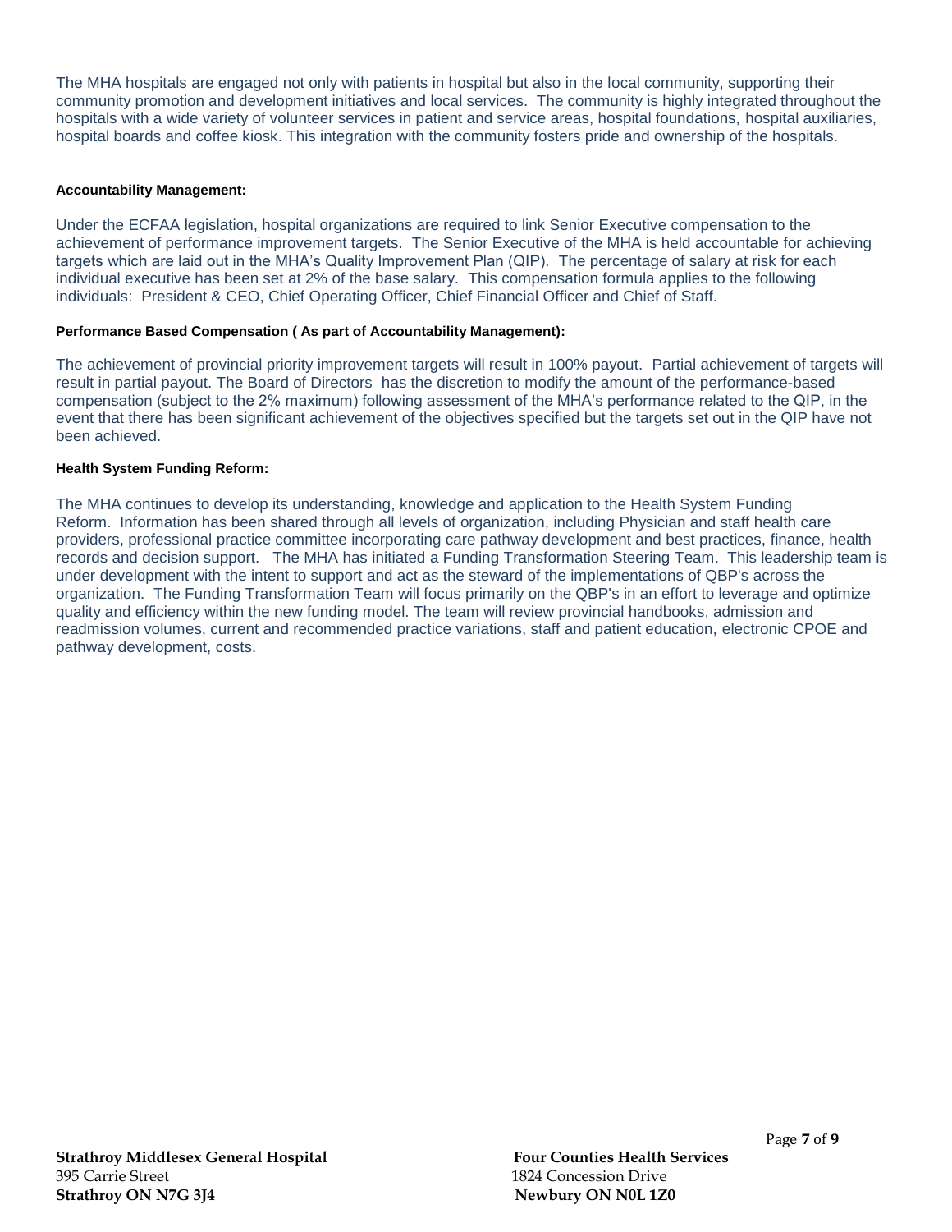The MHA hospitals are engaged not only with patients in hospital but also in the local community, supporting their community promotion and development initiatives and local services. The community is highly integrated throughout the hospitals with a wide variety of volunteer services in patient and service areas, hospital foundations, hospital auxiliaries, hospital boards and coffee kiosk. This integration with the community fosters pride and ownership of the hospitals.

**Accountability Management:**

Under the ECFAA legislation, hospital organizations are required to link Senior Executive compensation to the achievement of performance improvement targets. The Senior Executive of the MHA is held accountable for achieving targets which are laid out in the MHA's Quality Improvement Plan (QIP). The percentage of salary at risk for each individual executive has been set at 2% of the base salary. This compensation formula applies to the following individuals: President & CEO, Chief Operating Officer, Chief Financial Officer and Chief of Staff.

**Performance Based Compensation ( As part of Accountability Management):**

The achievement of provincial priority improvement targets will result in 100% payout. Partial achievement of targets will result in partial payout. The Board of Directors has the discretion to modify the amount of the performance-based compensation (subject to the 2% maximum) following assessment of the MHA's performance related to the QIP, in the event that there has been significant achievement of the objectives specified but the targets set out in the QIP have not been achieved.

**Health System Funding Reform:**

The MHA continues to develop its understanding, knowledge and application to the Health System Funding Reform. Information has been shared through all levels of organization, including Physician and staff health care providers, professional practice committee incorporating care pathway development and best practices, finance, health records and decision support. The MHA has initiated a Funding Transformation Steering Team. This leadership team is under development with the intent to support and act as the steward of the implementations of QBP's across the organization. The Funding Transformation Team will focus primarily on the QBP's in an effort to leverage and optimize quality and efficiency within the new funding model. The team will review provincial handbooks, admission and readmission volumes, current and recommended practice variations, staff and patient education, electronic CPOE and pathway development, costs.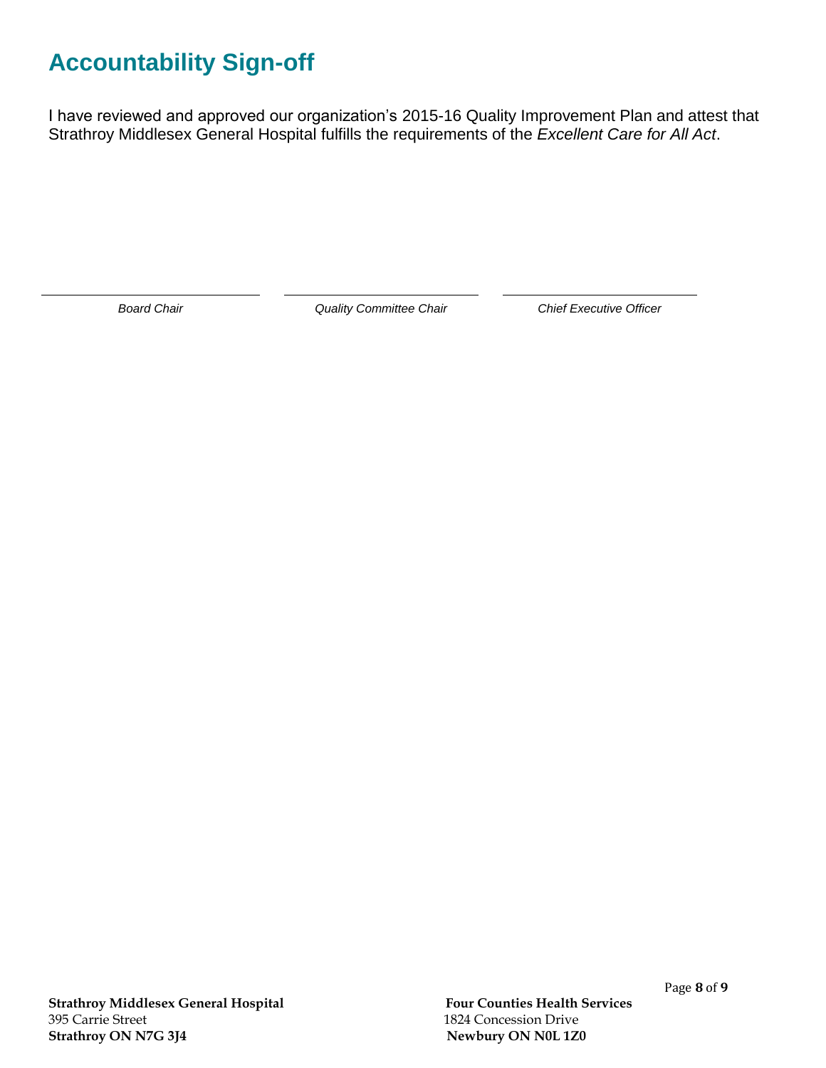# Accountability Sign-off

I have reviewed and approved our organization's 2015-16 Quality Improvement Plan and attest that Strathroy Middlesex General Hospital fulfills the requirements of the *Excellent Care for All Act*.

| ______________________ | ______________________ | ______________________ |
|---|---|---|
| *Board Chair* | *Quality Committee Chair* | *Chief Executive Officer* |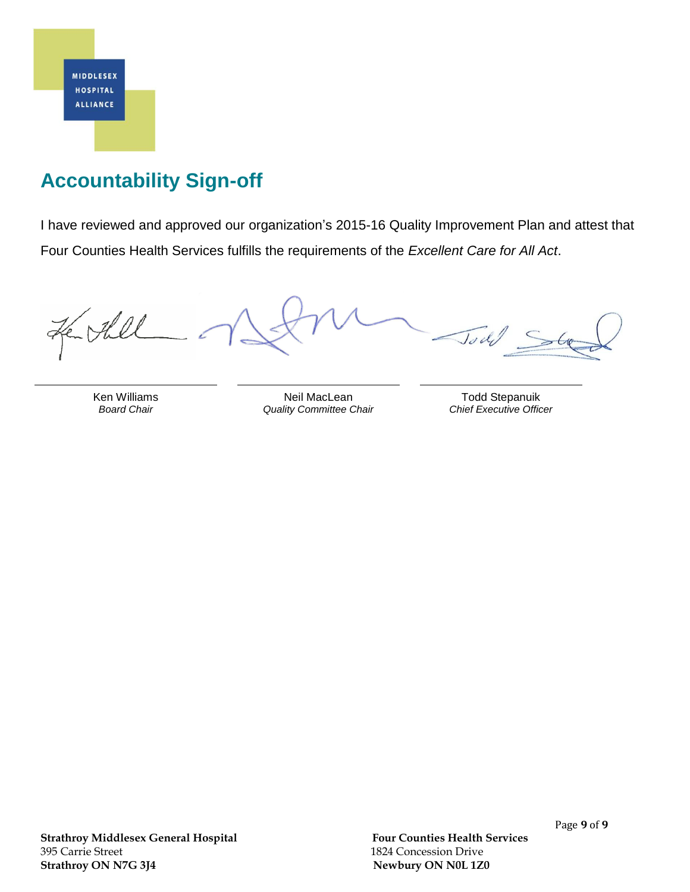MIDDLESEX HOSPITAL ALLIANCE

## Accountability Sign-off

I have reviewed and approved our organization's 2015-16 Quality Improvement Plan and attest that Four Counties Health Services fulfills the requirements of the *Excellent Care for All Act*.

| | | |
|---|---|---|
| Ken Williams<br>*Board Chair* | Neil MacLean<br>*Quality Committee Chair* | Todd Stepanuik<br>*Chief Executive Officer* |

**Strathroy Middlesex General Hospital**
395 Carrie Street
**Strathroy ON N7G 3J4**

**Four Counties Health Services**
1824 Concession Drive
**Newbury ON N0L 1Z0**